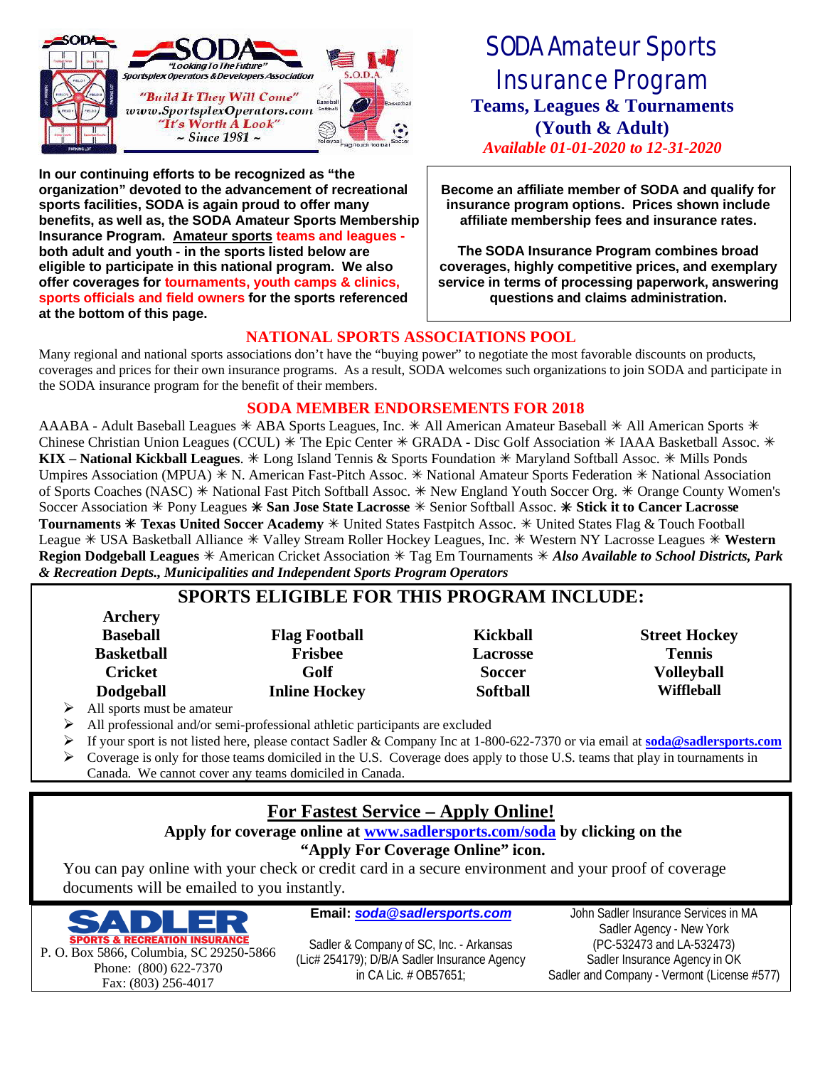SODA

Sportsplex Operators & Developers Association

"Looking To The Future"

"Build It They Will Come"

www.SportsplexOperators.com

"It's Worth A Look"

~ Since 1981 ~

# SODA Amateur Sports Insurance Program

## Teams, Leagues & Tournaments (Youth & Adult)

*Available 01-01-2020 to 12-31-2020*

**In our continuing efforts to be recognized as "the organization" devoted to the advancement of recreational sports facilities, SODA is again proud to offer many benefits, as well as, the SODA Amateur Sports Membership Insurance Program. Amateur sports teams and leagues - both adult and youth - in the sports listed below are eligible to participate in this national program. We also offer coverages for tournaments, youth camps & clinics, sports officials and field owners for the sports referenced at the bottom of this page.**

**Become an affiliate member of SODA and qualify for insurance program options. Prices shown include affiliate membership fees and insurance rates.**

**The SODA Insurance Program combines broad coverages, highly competitive prices, and exemplary service in terms of processing paperwork, answering questions and claims administration.**

## NATIONAL SPORTS ASSOCIATIONS POOL

Many regional and national sports associations don't have the "buying power" to negotiate the most favorable discounts on products, coverages and prices for their own insurance programs. As a result, SODA welcomes such organizations to join SODA and participate in the SODA insurance program for the benefit of their members.

## SODA MEMBER ENDORSEMENTS FOR 2018

AAABA - Adult Baseball Leagues ✳ ABA Sports Leagues, Inc. ✳ All American Amateur Baseball ✳ All American Sports ✳ Chinese Christian Union Leagues (CCUL) ✳ The Epic Center ✳ GRADA - Disc Golf Association ✳ IAAA Basketball Assoc. ✳ **KIX – National Kickball Leagues**. ✳ Long Island Tennis & Sports Foundation ✳ Maryland Softball Assoc. ✳ Mills Ponds Umpires Association (MPUA) ✳ N. American Fast-Pitch Assoc. ✳ National Amateur Sports Federation ✳ National Association of Sports Coaches (NASC) ✳ National Fast Pitch Softball Assoc. ✳ New England Youth Soccer Org. ✳ Orange County Women's Soccer Association ✳ Pony Leagues ✳ **San Jose State Lacrosse** ✳ Senior Softball Assoc. ✳ **Stick it to Cancer Lacrosse Tournaments** ✳ **Texas United Soccer Academy** ✳ United States Fastpitch Assoc. ✳ United States Flag & Touch Football League ✳ USA Basketball Alliance ✳ Valley Stream Roller Hockey Leagues, Inc. ✳ Western NY Lacrosse Leagues ✳ **Western Region Dodgeball Leagues** ✳ American Cricket Association ✳ Tag Em Tournaments ✳ ***Also Available to School Districts, Park & Recreation Depts., Municipalities and Independent Sports Program Operators***

## SPORTS ELIGIBLE FOR THIS PROGRAM INCLUDE:

| | | | |
|---|---|---|---|
| **Archery** | | | |
| **Baseball** | **Flag Football** | **Kickball** | **Street Hockey** |
| **Basketball** | **Frisbee** | **Lacrosse** | **Tennis** |
| **Cricket** | **Golf** | **Soccer** | **Volleyball** |
| **Dodgeball** | **Inline Hockey** | **Softball** | **Wiffleball** |

- All sports must be amateur
- All professional and/or semi-professional athletic participants are excluded
- If your sport is not listed here, please contact Sadler & Company Inc at 1-800-622-7370 or via email at **soda@sadlersports.com**
- Coverage is only for those teams domiciled in the U.S. Coverage does apply to those U.S. teams that play in tournaments in Canada. We cannot cover any teams domiciled in Canada.

## For Fastest Service – Apply Online!

**Apply for coverage online at www.sadlersports.com/soda by clicking on the "Apply For Coverage Online" icon.**

You can pay online with your check or credit card in a secure environment and your proof of coverage documents will be emailed to you instantly.

SADLER
SPORTS & RECREATION INSURANCE
P. O. Box 5866, Columbia, SC 29250-5866
Phone: (800) 622-7370
Fax: (803) 256-4017

**Email: *soda@sadlersports.com***

Sadler & Company of SC, Inc. - Arkansas (Lic# 254179); D/B/A Sadler Insurance Agency in CA Lic. # OB57651;

John Sadler Insurance Services in MA
Sadler Agency - New York (PC-532473 and LA-532473)
Sadler Insurance Agency in OK
Sadler and Company - Vermont (License #577)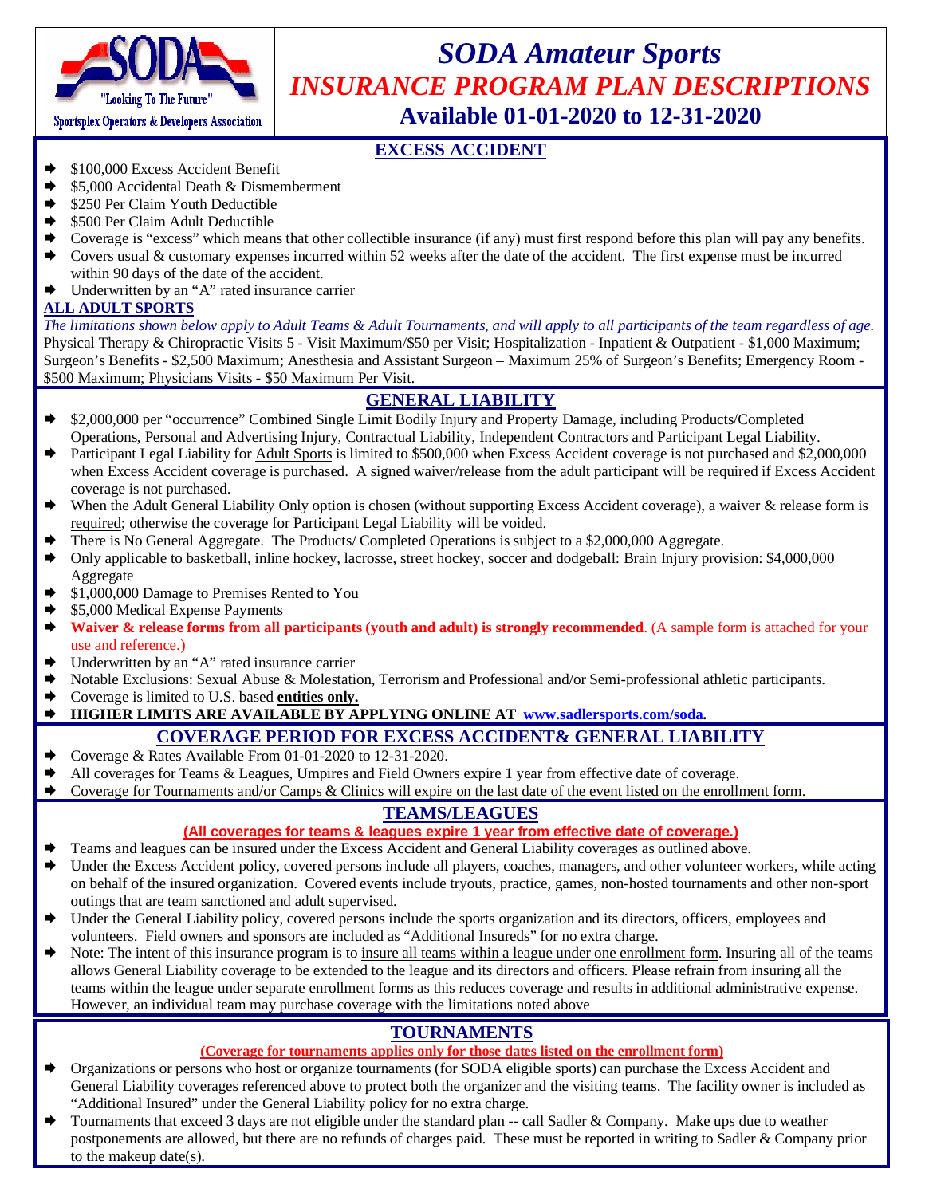# SODA Amateur Sports

"Looking To The Future"
Sportsplex Operators & Developers Association

## *INSURANCE PROGRAM PLAN DESCRIPTIONS*

## Available 01-01-2020 to 12-31-2020

## EXCESS ACCIDENT

- $100,000 Excess Accident Benefit
- $5,000 Accidental Death & Dismemberment
- $250 Per Claim Youth Deductible
- $500 Per Claim Adult Deductible
- Coverage is "excess" which means that other collectible insurance (if any) must first respond before this plan will pay any benefits.
- Covers usual & customary expenses incurred within 52 weeks after the date of the accident. The first expense must be incurred within 90 days of the date of the accident.
- Underwritten by an "A" rated insurance carrier

**ALL ADULT SPORTS**

*The limitations shown below apply to Adult Teams & Adult Tournaments, and will apply to all participants of the team regardless of age.* Physical Therapy & Chiropractic Visits 5 - Visit Maximum/$50 per Visit; Hospitalization - Inpatient & Outpatient - $1,000 Maximum; Surgeon's Benefits - $2,500 Maximum; Anesthesia and Assistant Surgeon – Maximum 25% of Surgeon's Benefits; Emergency Room - $500 Maximum; Physicians Visits - $50 Maximum Per Visit.

## GENERAL LIABILITY

- $2,000,000 per "occurrence" Combined Single Limit Bodily Injury and Property Damage, including Products/Completed Operations, Personal and Advertising Injury, Contractual Liability, Independent Contractors and Participant Legal Liability.
- Participant Legal Liability for Adult Sports is limited to $500,000 when Excess Accident coverage is not purchased and $2,000,000 when Excess Accident coverage is purchased. A signed waiver/release from the adult participant will be required if Excess Accident coverage is not purchased.
- When the Adult General Liability Only option is chosen (without supporting Excess Accident coverage), a waiver & release form is required; otherwise the coverage for Participant Legal Liability will be voided.
- There is No General Aggregate. The Products/ Completed Operations is subject to a $2,000,000 Aggregate.
- Only applicable to basketball, inline hockey, lacrosse, street hockey, soccer and dodgeball: Brain Injury provision: $4,000,000 Aggregate
- $1,000,000 Damage to Premises Rented to You
- $5,000 Medical Expense Payments
- **Waiver & release forms from all participants (youth and adult) is strongly recommended**. (A sample form is attached for your use and reference.)
- Underwritten by an "A" rated insurance carrier
- Notable Exclusions: Sexual Abuse & Molestation, Terrorism and Professional and/or Semi-professional athletic participants.
- Coverage is limited to U.S. based **entities only.**
- **HIGHER LIMITS ARE AVAILABLE BY APPLYING ONLINE AT www.sadlersports.com/soda.**

## COVERAGE PERIOD FOR EXCESS ACCIDENT& GENERAL LIABILITY

- Coverage & Rates Available From 01-01-2020 to 12-31-2020.
- All coverages for Teams & Leagues, Umpires and Field Owners expire 1 year from effective date of coverage.
- Coverage for Tournaments and/or Camps & Clinics will expire on the last date of the event listed on the enrollment form.

## TEAMS/LEAGUES

**(All coverages for teams & leagues expire 1 year from effective date of coverage.)**

- Teams and leagues can be insured under the Excess Accident and General Liability coverages as outlined above.
- Under the Excess Accident policy, covered persons include all players, coaches, managers, and other volunteer workers, while acting on behalf of the insured organization. Covered events include tryouts, practice, games, non-hosted tournaments and other non-sport outings that are team sanctioned and adult supervised.
- Under the General Liability policy, covered persons include the sports organization and its directors, officers, employees and volunteers. Field owners and sponsors are included as "Additional Insureds" for no extra charge.
- Note: The intent of this insurance program is to insure all teams within a league under one enrollment form. Insuring all of the teams allows General Liability coverage to be extended to the league and its directors and officers. Please refrain from insuring all the teams within the league under separate enrollment forms as this reduces coverage and results in additional administrative expense. However, an individual team may purchase coverage with the limitations noted above

## TOURNAMENTS

**(Coverage for tournaments applies only for those dates listed on the enrollment form)**

- Organizations or persons who host or organize tournaments (for SODA eligible sports) can purchase the Excess Accident and General Liability coverages referenced above to protect both the organizer and the visiting teams. The facility owner is included as "Additional Insured" under the General Liability policy for no extra charge.
- Tournaments that exceed 3 days are not eligible under the standard plan -- call Sadler & Company. Make ups due to weather postponements are allowed, but there are no refunds of charges paid. These must be reported in writing to Sadler & Company prior to the makeup date(s).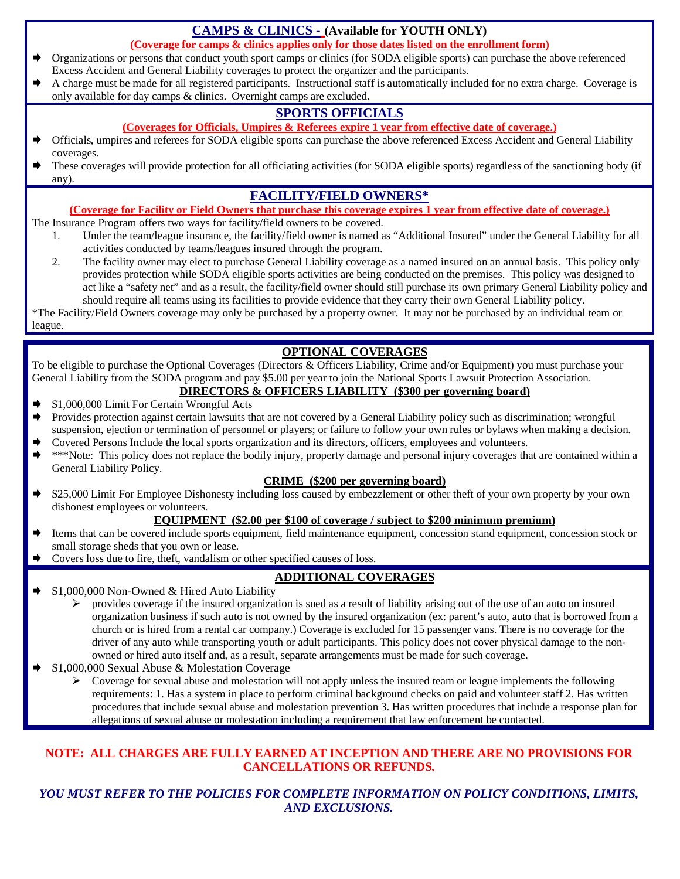## CAMPS & CLINICS - (Available for YOUTH ONLY)

**(Coverage for camps & clinics applies only for those dates listed on the enrollment form)**

- Organizations or persons that conduct youth sport camps or clinics (for SODA eligible sports) can purchase the above referenced Excess Accident and General Liability coverages to protect the organizer and the participants.
- A charge must be made for all registered participants. Instructional staff is automatically included for no extra charge. Coverage is only available for day camps & clinics. Overnight camps are excluded.

## SPORTS OFFICIALS

**(Coverages for Officials, Umpires & Referees expire 1 year from effective date of coverage.)**

- Officials, umpires and referees for SODA eligible sports can purchase the above referenced Excess Accident and General Liability coverages.
- These coverages will provide protection for all officiating activities (for SODA eligible sports) regardless of the sanctioning body (if any).

## FACILITY/FIELD OWNERS*

**(Coverage for Facility or Field Owners that purchase this coverage expires 1 year from effective date of coverage.)**

The Insurance Program offers two ways for facility/field owners to be covered.

1. Under the team/league insurance, the facility/field owner is named as "Additional Insured" under the General Liability for all activities conducted by teams/leagues insured through the program.
2. The facility owner may elect to purchase General Liability coverage as a named insured on an annual basis. This policy only provides protection while SODA eligible sports activities are being conducted on the premises. This policy was designed to act like a "safety net" and as a result, the facility/field owner should still purchase its own primary General Liability policy and should require all teams using its facilities to provide evidence that they carry their own General Liability policy.

*The Facility/Field Owners coverage may only be purchased by a property owner. It may not be purchased by an individual team or league.

## OPTIONAL COVERAGES

To be eligible to purchase the Optional Coverages (Directors & Officers Liability, Crime and/or Equipment) you must purchase your General Liability from the SODA program and pay $5.00 per year to join the National Sports Lawsuit Protection Association.

### DIRECTORS & OFFICERS LIABILITY ($300 per governing board)

- $1,000,000 Limit For Certain Wrongful Acts
- Provides protection against certain lawsuits that are not covered by a General Liability policy such as discrimination; wrongful suspension, ejection or termination of personnel or players; or failure to follow your own rules or bylaws when making a decision.
- Covered Persons Include the local sports organization and its directors, officers, employees and volunteers.
- ***Note: This policy does not replace the bodily injury, property damage and personal injury coverages that are contained within a General Liability Policy.

### CRIME ($200 per governing board)

- $25,000 Limit For Employee Dishonesty including loss caused by embezzlement or other theft of your own property by your own dishonest employees or volunteers.

### EQUIPMENT ($2.00 per $100 of coverage / subject to $200 minimum premium)

- Items that can be covered include sports equipment, field maintenance equipment, concession stand equipment, concession stock or small storage sheds that you own or lease.
- Covers loss due to fire, theft, vandalism or other specified causes of loss.

## ADDITIONAL COVERAGES

- $1,000,000 Non-Owned & Hired Auto Liability
  - provides coverage if the insured organization is sued as a result of liability arising out of the use of an auto on insured organization business if such auto is not owned by the insured organization (ex: parent's auto, auto that is borrowed from a church or is hired from a rental car company.) Coverage is excluded for 15 passenger vans. There is no coverage for the driver of any auto while transporting youth or adult participants. This policy does not cover physical damage to the non-owned or hired auto itself and, as a result, separate arrangements must be made for such coverage.
- $1,000,000 Sexual Abuse & Molestation Coverage
  - Coverage for sexual abuse and molestation will not apply unless the insured team or league implements the following requirements: 1. Has a system in place to perform criminal background checks on paid and volunteer staff 2. Has written procedures that include sexual abuse and molestation prevention 3. Has written procedures that include a response plan for allegations of sexual abuse or molestation including a requirement that law enforcement be contacted.

**NOTE: ALL CHARGES ARE FULLY EARNED AT INCEPTION AND THERE ARE NO PROVISIONS FOR CANCELLATIONS OR REFUNDS.**

***YOU MUST REFER TO THE POLICIES FOR COMPLETE INFORMATION ON POLICY CONDITIONS, LIMITS, AND EXCLUSIONS.***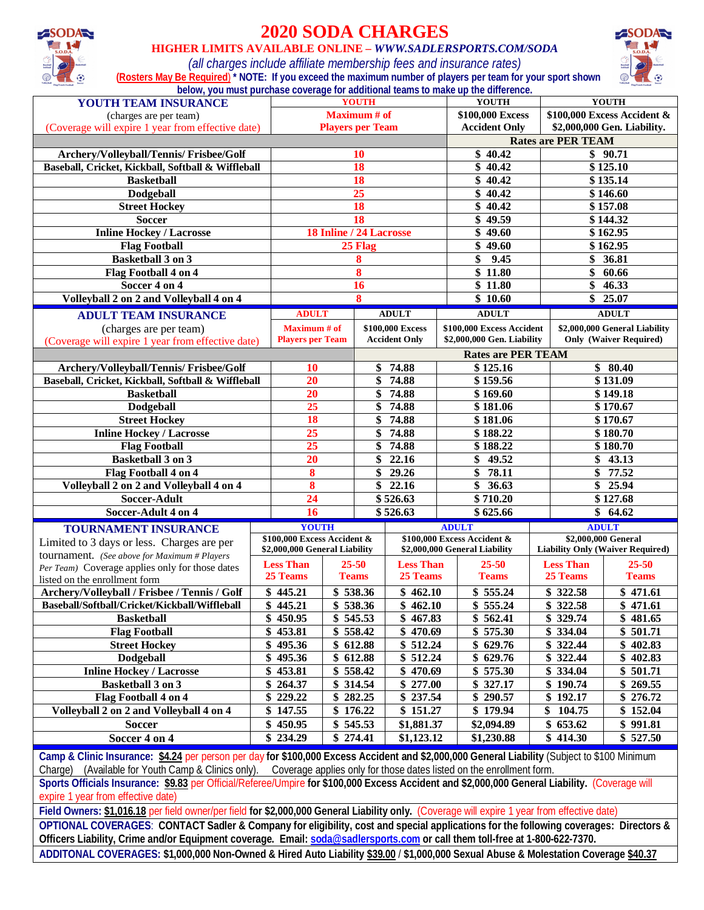# 2020 SODA CHARGES

**HIGHER LIMITS AVAILABLE ONLINE – *WWW.SADLERSPORTS.COM/SODA***

*(all charges include affiliate membership fees and insurance rates)*

**(Rosters May Be Required) * NOTE: If you exceed the maximum number of players per team for your sport shown below, you must purchase coverage for additional teams to make up the difference.**

| YOUTH TEAM INSURANCE (charges are per team) (Coverage will expire 1 year from effective date) | YOUTH Maximum # of Players per Team | YOUTH $100,000 Excess Accident Only | YOUTH $100,000 Excess Accident & $2,000,000 Gen. Liability. |
|---|---|---|---|
| | | **Rates are PER TEAM** | |
| Archery/Volleyball/Tennis/ Frisbee/Golf | 10 | $ 40.42 | $ 90.71 |
| Baseball, Cricket, Kickball, Softball & Wiffleball | 18 | $ 40.42 | $ 125.10 |
| Basketball | 18 | $ 40.42 | $ 135.14 |
| Dodgeball | 25 | $ 40.42 | $ 146.60 |
| Street Hockey | 18 | $ 40.42 | $ 157.08 |
| Soccer | 18 | $ 49.59 | $ 144.32 |
| Inline Hockey / Lacrosse | 18 Inline / 24 Lacrosse | $ 49.60 | $ 162.95 |
| Flag Football | 25 Flag | $ 49.60 | $ 162.95 |
| Basketball 3 on 3 | 8 | $ 9.45 | $ 36.81 |
| Flag Football 4 on 4 | 8 | $ 11.80 | $ 60.66 |
| Soccer 4 on 4 | 16 | $ 11.80 | $ 46.33 |
| Volleyball 2 on 2 and Volleyball 4 on 4 | 8 | $ 10.60 | $ 25.07 |

| ADULT TEAM INSURANCE (charges are per team) (Coverage will expire 1 year from effective date) | ADULT Maximum # of Players per Team | ADULT $100,000 Excess Accident Only | ADULT $100,000 Excess Accident $2,000,000 Gen. Liability | ADULT $2,000,000 General Liability Only (Waiver Required) |
|---|---|---|---|---|
| | | **Rates are PER TEAM** | | |
| Archery/Volleyball/Tennis/ Frisbee/Golf | 10 | $ 74.88 | $ 125.16 | $ 80.40 |
| Baseball, Cricket, Kickball, Softball & Wiffleball | 20 | $ 74.88 | $ 159.56 | $ 131.09 |
| Basketball | 20 | $ 74.88 | $ 169.60 | $ 149.18 |
| Dodgeball | 25 | $ 74.88 | $ 181.06 | $ 170.67 |
| Street Hockey | 18 | $ 74.88 | $ 181.06 | $ 170.67 |
| Inline Hockey / Lacrosse | 25 | $ 74.88 | $ 188.22 | $ 180.70 |
| Flag Football | 25 | $ 74.88 | $ 188.22 | $ 180.70 |
| Basketball 3 on 3 | 20 | $ 22.16 | $ 49.52 | $ 43.13 |
| Flag Football 4 on 4 | 8 | $ 29.26 | $ 78.11 | $ 77.52 |
| Volleyball 2 on 2 and Volleyball 4 on 4 | 8 | $ 22.16 | $ 36.63 | $ 25.94 |
| Soccer-Adult | 24 | $ 526.63 | $ 710.20 | $ 127.68 |
| Soccer-Adult 4 on 4 | 16 | $ 526.63 | $ 625.66 | $ 64.62 |

| TOURNAMENT INSURANCE | YOUTH $100,000 Excess Accident & $2,000,000 General Liability | | ADULT $100,000 Excess Accident & $2,000,000 General Liability | | ADULT $2,000,000 General Liability Only (Waiver Required) | |
|---|---|---|---|---|---|---|
| Limited to 3 days or less. Charges are per tournament. *(See above for Maximum # Players Per Team)* Coverage applies only for those dates listed on the enrollment form | Less Than 25 Teams | 25-50 Teams | Less Than 25 Teams | 25-50 Teams | Less Than 25 Teams | 25-50 Teams |
| Archery/Volleyball / Frisbee / Tennis / Golf | $ 445.21 | $ 538.36 | $ 462.10 | $ 555.24 | $ 322.58 | $ 471.61 |
| Baseball/Softball/Cricket/Kickball/Wiffleball | $ 445.21 | $ 538.36 | $ 462.10 | $ 555.24 | $ 322.58 | $ 471.61 |
| Basketball | $ 450.95 | $ 545.53 | $ 467.83 | $ 562.41 | $ 329.74 | $ 481.65 |
| Flag Football | $ 453.81 | $ 558.42 | $ 470.69 | $ 575.30 | $ 334.04 | $ 501.71 |
| Street Hockey | $ 495.36 | $ 612.88 | $ 512.24 | $ 629.76 | $ 322.44 | $ 402.83 |
| Dodgeball | $ 495.36 | $ 612.88 | $ 512.24 | $ 629.76 | $ 322.44 | $ 402.83 |
| Inline Hockey / Lacrosse | $ 453.81 | $ 558.42 | $ 470.69 | $ 575.30 | $ 334.04 | $ 501.71 |
| Basketball 3 on 3 | $ 264.37 | $ 314.54 | $ 277.00 | $ 327.17 | $ 190.74 | $ 269.55 |
| Flag Football 4 on 4 | $ 229.22 | $ 282.25 | $ 237.54 | $ 290.57 | $ 192.17 | $ 276.72 |
| Volleyball 2 on 2 and Volleyball 4 on 4 | $ 147.55 | $ 176.22 | $ 151.27 | $ 179.94 | $ 104.75 | $ 152.04 |
| Soccer | $ 450.95 | $ 545.53 | $1,881.37 | $2,094.89 | $ 653.62 | $ 991.81 |
| Soccer 4 on 4 | $ 234.29 | $ 274.41 | $1,123.12 | $1,230.88 | $ 414.30 | $ 527.50 |

**Camp & Clinic Insurance:** **$4.24** per person per day **for $100,000 Excess Accident and $2,000,000 General Liability** (Subject to $100 Minimum Charge) (Available for Youth Camp & Clinics only). Coverage applies only for those dates listed on the enrollment form.

**Sports Officials Insurance:** **$9.83** per Official/Referee/Umpire **for $100,000 Excess Accident and $2,000,000 General Liability.** (Coverage will expire 1 year from effective date)

**Field Owners:** **$1,016.18** per field owner/per field **for $2,000,000 General Liability only.** (Coverage will expire 1 year from effective date)

**OPTIONAL COVERAGES**: **CONTACT Sadler & Company for eligibility, cost and special applications for the following coverages: Directors & Officers Liability, Crime and/or Equipment coverage. Email: soda@sadlersports.com or call them toll-free at 1-800-622-7370.**

**ADDITONAL COVERAGES: $1,000,000 Non-Owned & Hired Auto Liability $39.00 / $1,000,000 Sexual Abuse & Molestation Coverage $40.37**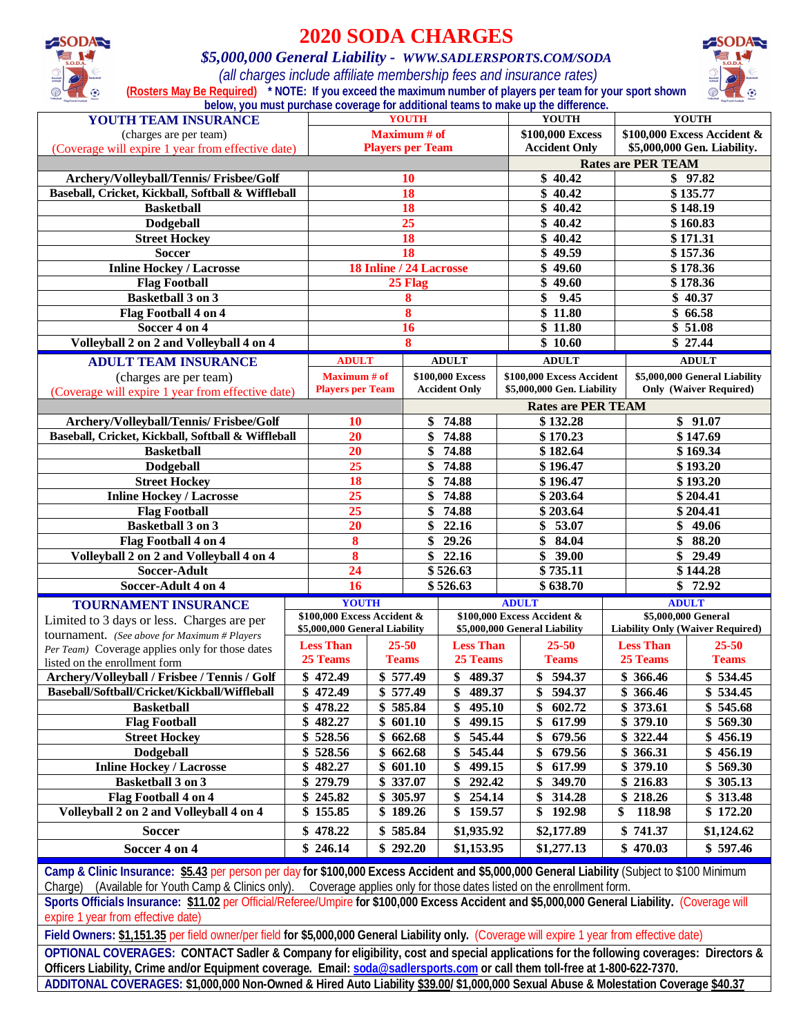# 2020 SODA CHARGES

### *$5,000,000 General Liability - WWW.SADLERSPORTS.COM/SODA*

*(all charges include affiliate membership fees and insurance rates)*

**(Rosters May Be Required) * NOTE: If you exceed the maximum number of players per team for your sport shown below, you must purchase coverage for additional teams to make up the difference.**

| **YOUTH TEAM INSURANCE** (charges are per team) (Coverage will expire 1 year from effective date) | **YOUTH** Maximum # of Players per Team | **YOUTH** $100,000 Excess Accident Only | **YOUTH** $100,000 Excess Accident & $5,000,000 Gen. Liability. |
|---|---|---|---|
| | | **Rates are PER TEAM** | |
| **Archery/Volleyball/Tennis/ Frisbee/Golf** | 10 | $ 40.42 | $ 97.82 |
| **Baseball, Cricket, Kickball, Softball & Wiffleball** | 18 | $ 40.42 | $ 135.77 |
| **Basketball** | 18 | $ 40.42 | $ 148.19 |
| **Dodgeball** | 25 | $ 40.42 | $ 160.83 |
| **Street Hockey** | 18 | $ 40.42 | $ 171.31 |
| **Soccer** | 18 | $ 49.59 | $ 157.36 |
| **Inline Hockey / Lacrosse** | 18 Inline / 24 Lacrosse | $ 49.60 | $ 178.36 |
| **Flag Football** | 25 Flag | $ 49.60 | $ 178.36 |
| **Basketball 3 on 3** | 8 | $ 9.45 | $ 40.37 |
| **Flag Football 4 on 4** | 8 | $ 11.80 | $ 66.58 |
| **Soccer 4 on 4** | 16 | $ 11.80 | $ 51.08 |
| **Volleyball 2 on 2 and Volleyball 4 on 4** | 8 | $ 10.60 | $ 27.44 |

| **ADULT TEAM INSURANCE** (charges are per team) (Coverage will expire 1 year from effective date) | **ADULT** Maximum # of Players per Team | **ADULT** $100,000 Excess Accident Only | **ADULT** $100,000 Excess Accident $5,000,000 Gen. Liability | **ADULT** $5,000,000 General Liability Only (Waiver Required) |
|---|---|---|---|---|
| | | **Rates are PER TEAM** | | |
| **Archery/Volleyball/Tennis/ Frisbee/Golf** | 10 | $ 74.88 | $ 132.28 | $ 91.07 |
| **Baseball, Cricket, Kickball, Softball & Wiffleball** | 20 | $ 74.88 | $ 170.23 | $ 147.69 |
| **Basketball** | 20 | $ 74.88 | $ 182.64 | $ 169.34 |
| **Dodgeball** | 25 | $ 74.88 | $ 196.47 | $ 193.20 |
| **Street Hockey** | 18 | $ 74.88 | $ 196.47 | $ 193.20 |
| **Inline Hockey / Lacrosse** | 25 | $ 74.88 | $ 203.64 | $ 204.41 |
| **Flag Football** | 25 | $ 74.88 | $ 203.64 | $ 204.41 |
| **Basketball 3 on 3** | 20 | $ 22.16 | $ 53.07 | $ 49.06 |
| **Flag Football 4 on 4** | 8 | $ 29.26 | $ 84.04 | $ 88.20 |
| **Volleyball 2 on 2 and Volleyball 4 on 4** | 8 | $ 22.16 | $ 39.00 | $ 29.49 |
| **Soccer-Adult** | 24 | $ 526.63 | $ 735.11 | $ 144.28 |
| **Soccer-Adult 4 on 4** | 16 | $ 526.63 | $ 638.70 | $ 72.92 |

| **TOURNAMENT INSURANCE** Limited to 3 days or less. Charges are per tournament. *(See above for Maximum # Players Per Team)* Coverage applies only for those dates listed on the enrollment form | **YOUTH** $100,000 Excess Accident & $5,000,000 General Liability | | **ADULT** $100,000 Excess Accident & $5,000,000 General Liability | | **ADULT** $5,000,000 General Liability Only (Waiver Required) | |
|---|---|---|---|---|---|---|
| | Less Than 25 Teams | 25-50 Teams | Less Than 25 Teams | 25-50 Teams | Less Than 25 Teams | 25-50 Teams |
| **Archery/Volleyball / Frisbee / Tennis / Golf** | $ 472.49 | $ 577.49 | $ 489.37 | $ 594.37 | $ 366.46 | $ 534.45 |
| **Baseball/Softball/Cricket/Kickball/Wiffleball** | $ 472.49 | $ 577.49 | $ 489.37 | $ 594.37 | $ 366.46 | $ 534.45 |
| **Basketball** | $ 478.22 | $ 585.84 | $ 495.10 | $ 602.72 | $ 373.61 | $ 545.68 |
| **Flag Football** | $ 482.27 | $ 601.10 | $ 499.15 | $ 617.99 | $ 379.10 | $ 569.30 |
| **Street Hockey** | $ 528.56 | $ 662.68 | $ 545.44 | $ 679.56 | $ 322.44 | $ 456.19 |
| **Dodgeball** | $ 528.56 | $ 662.68 | $ 545.44 | $ 679.56 | $ 366.31 | $ 456.19 |
| **Inline Hockey / Lacrosse** | $ 482.27 | $ 601.10 | $ 499.15 | $ 617.99 | $ 379.10 | $ 569.30 |
| **Basketball 3 on 3** | $ 279.79 | $ 337.07 | $ 292.42 | $ 349.70 | $ 216.83 | $ 305.13 |
| **Flag Football 4 on 4** | $ 245.82 | $ 305.97 | $ 254.14 | $ 314.28 | $ 218.26 | $ 313.48 |
| **Volleyball 2 on 2 and Volleyball 4 on 4** | $ 155.85 | $ 189.26 | $ 159.57 | $ 192.98 | $ 118.98 | $ 172.20 |
| **Soccer** | $ 478.22 | $ 585.84 | $1,935.92 | $2,177.89 | $ 741.37 | $1,124.62 |
| **Soccer 4 on 4** | $ 246.14 | $ 292.20 | $1,153.95 | $1,277.13 | $ 470.03 | $ 597.46 |

**Camp & Clinic Insurance: $5.43** per person per day **for $100,000 Excess Accident and $5,000,000 General Liability** (Subject to $100 Minimum Charge) (Available for Youth Camp & Clinics only). Coverage applies only for those dates listed on the enrollment form.

**Sports Officials Insurance: $11.02** per Official/Referee/Umpire **for $100,000 Excess Accident and $5,000,000 General Liability.** (Coverage will expire 1 year from effective date)

**Field Owners: $1,151.35** per field owner/per field **for $5,000,000 General Liability only.** (Coverage will expire 1 year from effective date)

**OPTIONAL COVERAGES: CONTACT Sadler & Company for eligibility, cost and special applications for the following coverages: Directors & Officers Liability, Crime and/or Equipment coverage. Email: soda@sadlersports.com or call them toll-free at 1-800-622-7370.**

**ADDITONAL COVERAGES: $1,000,000 Non-Owned & Hired Auto Liability $39.00/ $1,000,000 Sexual Abuse & Molestation Coverage $40.37**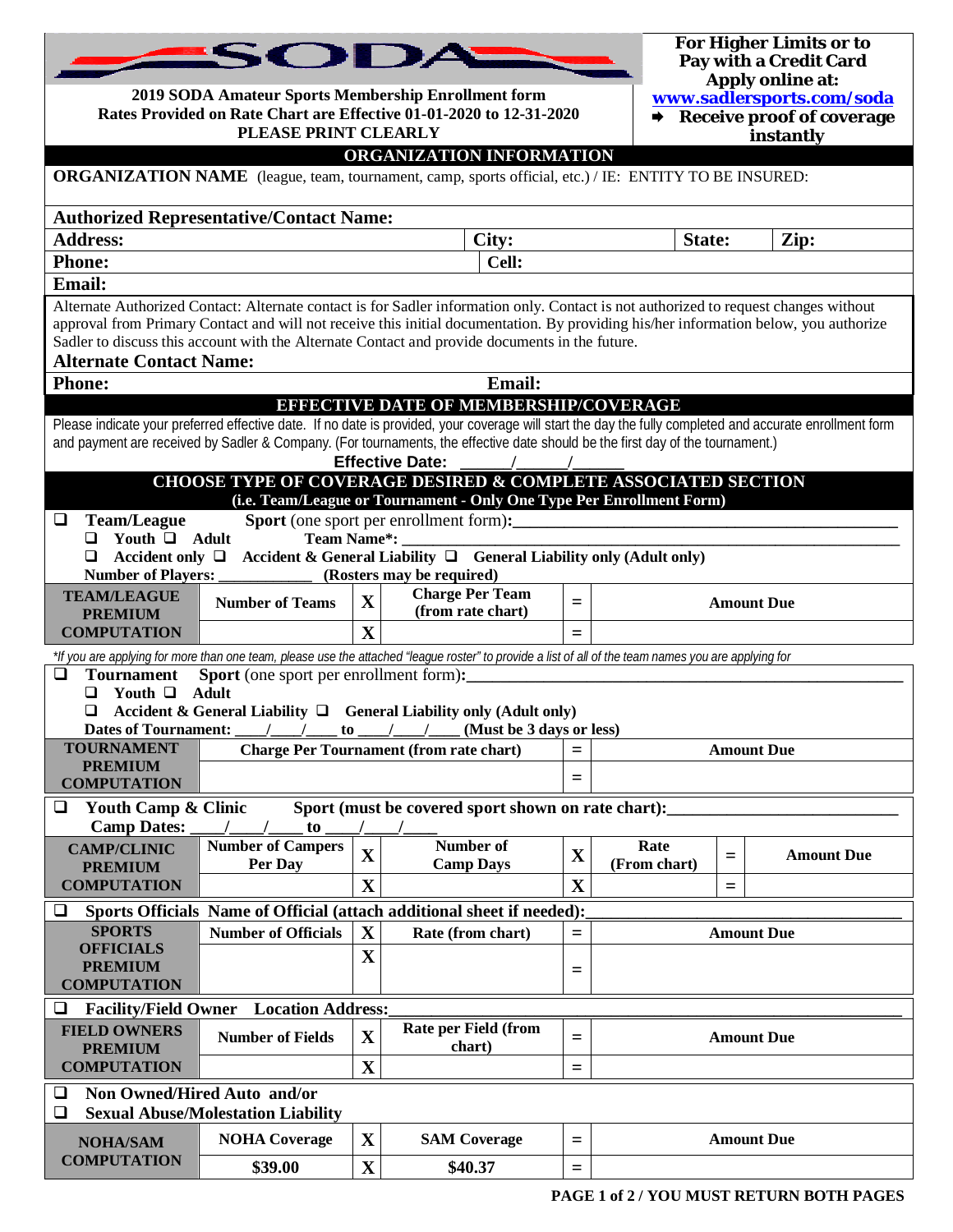# SODA

**2019 SODA Amateur Sports Membership Enrollment form**
**Rates Provided on Rate Chart are Effective 01-01-2020 to 12-31-2020**
**PLEASE PRINT CLEARLY**

**For Higher Limits or to Pay with a Credit Card Apply online at:**
**www.sadlersports.com/soda**
➡ **Receive proof of coverage instantly**

## ORGANIZATION INFORMATION

**ORGANIZATION NAME** (league, team, tournament, camp, sports official, etc.) / IE: ENTITY TO BE INSURED:

**Authorized Representative/Contact Name:**

| **Address:** | **City:** | **State:** | **Zip:** |
|---|---|---|---|

| **Phone:** | **Cell:** |
|---|---|

**Email:**

Alternate Authorized Contact: Alternate contact is for Sadler information only. Contact is not authorized to request changes without approval from Primary Contact and will not receive this initial documentation. By providing his/her information below, you authorize Sadler to discuss this account with the Alternate Contact and provide documents in the future.

**Alternate Contact Name:**

| **Phone:** | **Email:** |
|---|---|

## EFFECTIVE DATE OF MEMBERSHIP/COVERAGE

Please indicate your preferred effective date. If no date is provided, your coverage will start the day the fully completed and accurate enrollment form and payment are received by Sadler & Company. (For tournaments, the effective date should be the first day of the tournament.)

**Effective Date: ______/______/______**

## CHOOSE TYPE OF COVERAGE DESIRED & COMPLETE ASSOCIATED SECTION

**(i.e. Team/League or Tournament - Only One Type Per Enrollment Form)**

❑ **Team/League** **Sport** (one sport per enrollment form):________________________________

❑ **Youth** ❑ **Adult** **Team Name*:** ________________________________

❑ **Accident only** ❑ **Accident & General Liability** ❑ **General Liability only (Adult only)**

**Number of Players: ____________ (Rosters may be required)**

| **TEAM/LEAGUE PREMIUM COMPUTATION** | **Number of Teams** | **X** | **Charge Per Team (from rate chart)** | **=** | **Amount Due** |
|---|---|---|---|---|---|
| | | **X** | | **=** | |

*\*If you are applying for more than one team, please use the attached "league roster" to provide a list of all of the team names you are applying for*

❑ **Tournament** **Sport** (one sport per enrollment form):________________________________

❑ **Youth** ❑ **Adult**

❑ **Accident & General Liability** ❑ **General Liability only (Adult only)**

**Dates of Tournament: ____/____/____ to ____/____/____ (Must be 3 days or less)**

| **TOURNAMENT PREMIUM COMPUTATION** | **Charge Per Tournament (from rate chart)** | **=** | **Amount Due** |
|---|---|---|---|
| | | **=** | |

❑ **Youth Camp & Clinic** **Sport (must be covered sport shown on rate chart):**________________________

**Camp Dates: ____/____/____ to ____/____/____**

| **CAMP/CLINIC PREMIUM COMPUTATION** | **Number of Campers Per Day** | **X** | **Number of Camp Days** | **X** | **Rate (From chart)** | **=** | **Amount Due** |
|---|---|---|---|---|---|---|---|
| | | **X** | | **X** | | **=** | |

❑ **Sports Officials** **Name of Official (attach additional sheet if needed):**________________________

| **SPORTS OFFICIALS PREMIUM COMPUTATION** | **Number of Officials** | **X** | **Rate (from chart)** | **=** | **Amount Due** |
|---|---|---|---|---|---|
| | | **X** | | **=** | |

❑ **Facility/Field Owner** **Location Address:**________________________________

| **FIELD OWNERS PREMIUM COMPUTATION** | **Number of Fields** | **X** | **Rate per Field (from chart)** | **=** | **Amount Due** |
|---|---|---|---|---|---|
| | | **X** | | **=** | |

❑ **Non Owned/Hired Auto and/or**
❑ **Sexual Abuse/Molestation Liability**

| **NOHA/SAM COMPUTATION** | **NOHA Coverage** | **X** | **SAM Coverage** | **=** | **Amount Due** |
|---|---|---|---|---|---|
| | **$39.00** | **X** | **$40.37** | **=** | |

**PAGE 1 of 2 / YOU MUST RETURN BOTH PAGES**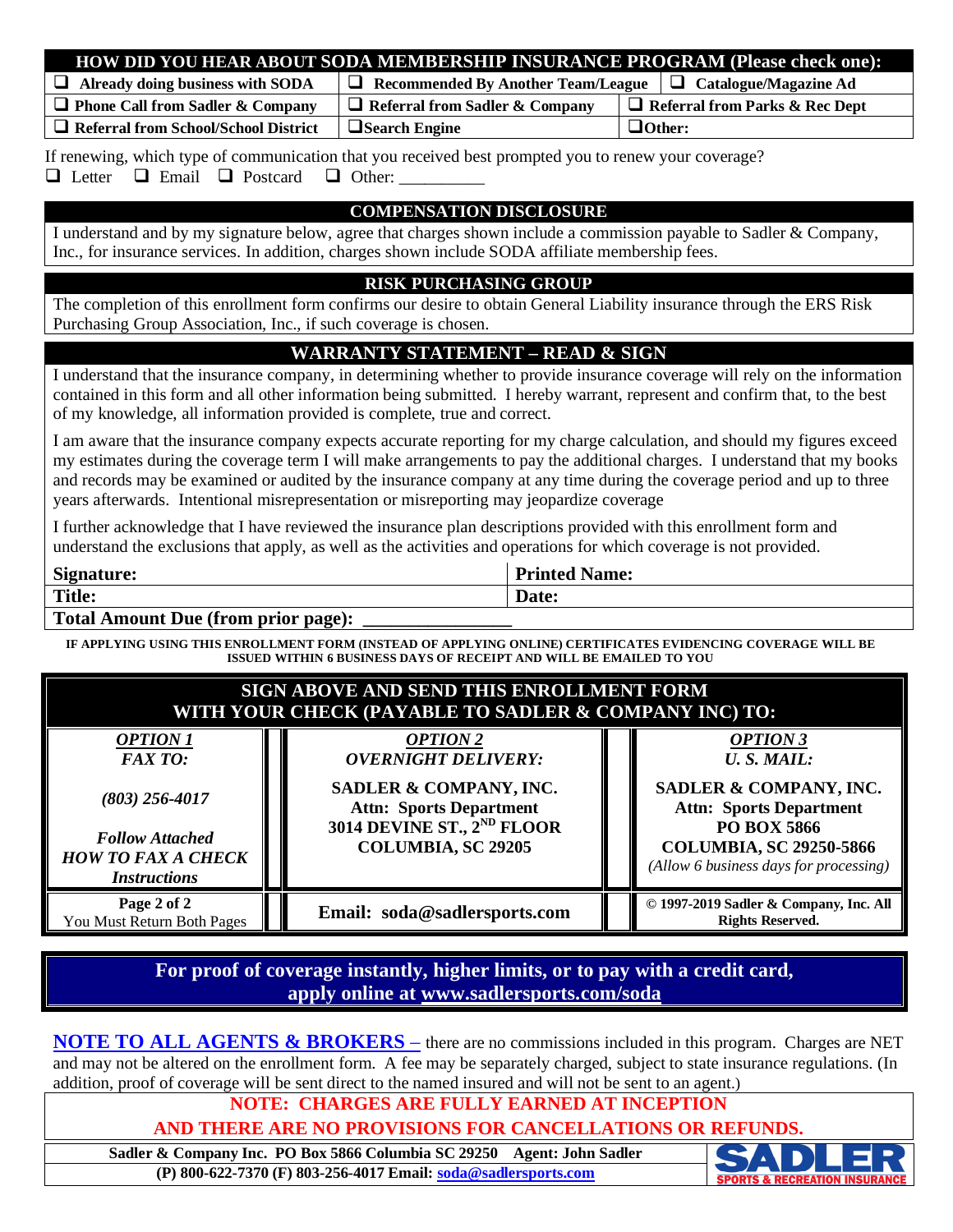| HOW DID YOU HEAR ABOUT SODA MEMBERSHIP INSURANCE PROGRAM (Please check one): | | |
|---|---|---|
| ❑ Already doing business with SODA | ❑ Recommended By Another Team/League | ❑ Catalogue/Magazine Ad |
| ❑ Phone Call from Sadler & Company | ❑ Referral from Sadler & Company | ❑ Referral from Parks & Rec Dept |
| ❑ Referral from School/School District | ❑ Search Engine | ❑ Other: |

If renewing, which type of communication that you received best prompted you to renew your coverage?
❑ Letter ❑ Email ❑ Postcard ❑ Other: __________

## COMPENSATION DISCLOSURE

I understand and by my signature below, agree that charges shown include a commission payable to Sadler & Company, Inc., for insurance services. In addition, charges shown include SODA affiliate membership fees.

## RISK PURCHASING GROUP

The completion of this enrollment form confirms our desire to obtain General Liability insurance through the ERS Risk Purchasing Group Association, Inc., if such coverage is chosen.

## WARRANTY STATEMENT – READ & SIGN

I understand that the insurance company, in determining whether to provide insurance coverage will rely on the information contained in this form and all other information being submitted. I hereby warrant, represent and confirm that, to the best of my knowledge, all information provided is complete, true and correct.

I am aware that the insurance company expects accurate reporting for my charge calculation, and should my figures exceed my estimates during the coverage term I will make arrangements to pay the additional charges. I understand that my books and records may be examined or audited by the insurance company at any time during the coverage period and up to three years afterwards. Intentional misrepresentation or misreporting may jeopardize coverage

I further acknowledge that I have reviewed the insurance plan descriptions provided with this enrollment form and understand the exclusions that apply, as well as the activities and operations for which coverage is not provided.

| **Signature:** | **Printed Name:** |
|---|---|
| **Title:** | **Date:** |
| **Total Amount Due (from prior page):** _______________ | |

**IF APPLYING USING THIS ENROLLMENT FORM (INSTEAD OF APPLYING ONLINE) CERTIFICATES EVIDENCING COVERAGE WILL BE ISSUED WITHIN 6 BUSINESS DAYS OF RECEIPT AND WILL BE EMAILED TO YOU**

## SIGN ABOVE AND SEND THIS ENROLLMENT FORM WITH YOUR CHECK (PAYABLE TO SADLER & COMPANY INC) TO:

| ***OPTION 1*** ***FAX TO:*** | ***OPTION 2*** ***OVERNIGHT DELIVERY:*** | ***OPTION 3*** ***U. S. MAIL:*** |
|---|---|---|
| ***(803) 256-4017*** <br> ***Follow Attached HOW TO FAX A CHECK Instructions*** | **SADLER & COMPANY, INC.** <br> **Attn: Sports Department** <br> **3014 DEVINE ST., 2ND FLOOR** <br> **COLUMBIA, SC 29205** | **SADLER & COMPANY, INC.** <br> **Attn: Sports Department** <br> **PO BOX 5866** <br> **COLUMBIA, SC 29250-5866** <br> *(Allow 6 business days for processing)* |
| **Page 2 of 2** You Must Return Both Pages | **Email: soda@sadlersports.com** | **© 1997-2019 Sadler & Company, Inc. All Rights Reserved.** |

**For proof of coverage instantly, higher limits, or to pay with a credit card, apply online at www.sadlersports.com/soda**

**NOTE TO ALL AGENTS & BROKERS –** there are no commissions included in this program. Charges are NET and may not be altered on the enrollment form. A fee may be separately charged, subject to state insurance regulations. (In addition, proof of coverage will be sent direct to the named insured and will not be sent to an agent.)

**NOTE: CHARGES ARE FULLY EARNED AT INCEPTION AND THERE ARE NO PROVISIONS FOR CANCELLATIONS OR REFUNDS.**

**Sadler & Company Inc. PO Box 5866 Columbia SC 29250 Agent: John Sadler**
**(P) 800-622-7370 (F) 803-256-4017 Email: soda@sadlersports.com**

SADLER SPORTS & RECREATION INSURANCE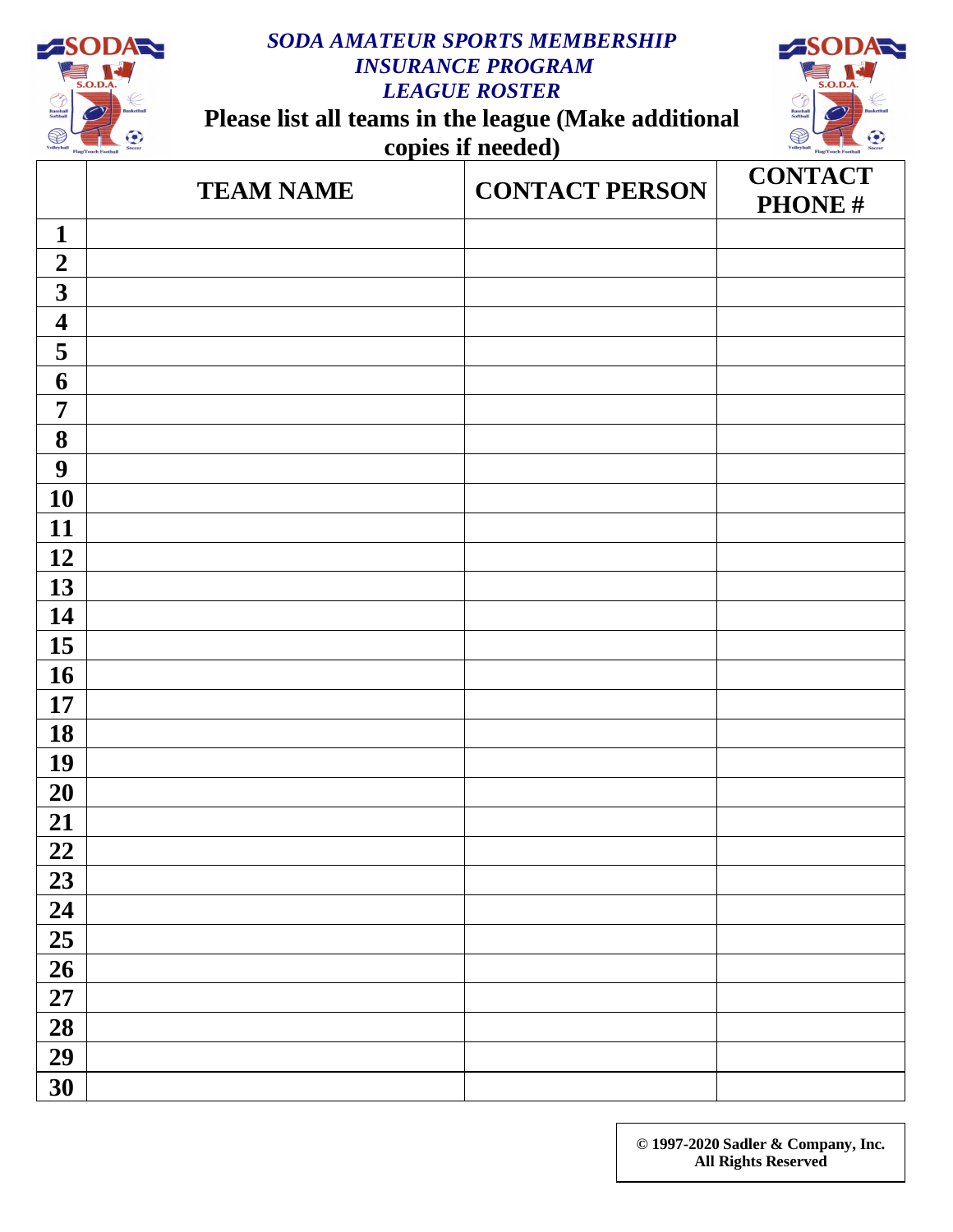# *SODA AMATEUR SPORTS MEMBERSHIP INSURANCE PROGRAM LEAGUE ROSTER*

**Please list all teams in the league (Make additional copies if needed)**

| | TEAM NAME | CONTACT PERSON | CONTACT PHONE # |
|---|---|---|---|
| **1** | | | |
| **2** | | | |
| **3** | | | |
| **4** | | | |
| **5** | | | |
| **6** | | | |
| **7** | | | |
| **8** | | | |
| **9** | | | |
| **10** | | | |
| **11** | | | |
| **12** | | | |
| **13** | | | |
| **14** | | | |
| **15** | | | |
| **16** | | | |
| **17** | | | |
| **18** | | | |
| **19** | | | |
| **20** | | | |
| **21** | | | |
| **22** | | | |
| **23** | | | |
| **24** | | | |
| **25** | | | |
| **26** | | | |
| **27** | | | |
| **28** | | | |
| **29** | | | |
| **30** | | | |

**© 1997-2020 Sadler & Company, Inc.**
**All Rights Reserved**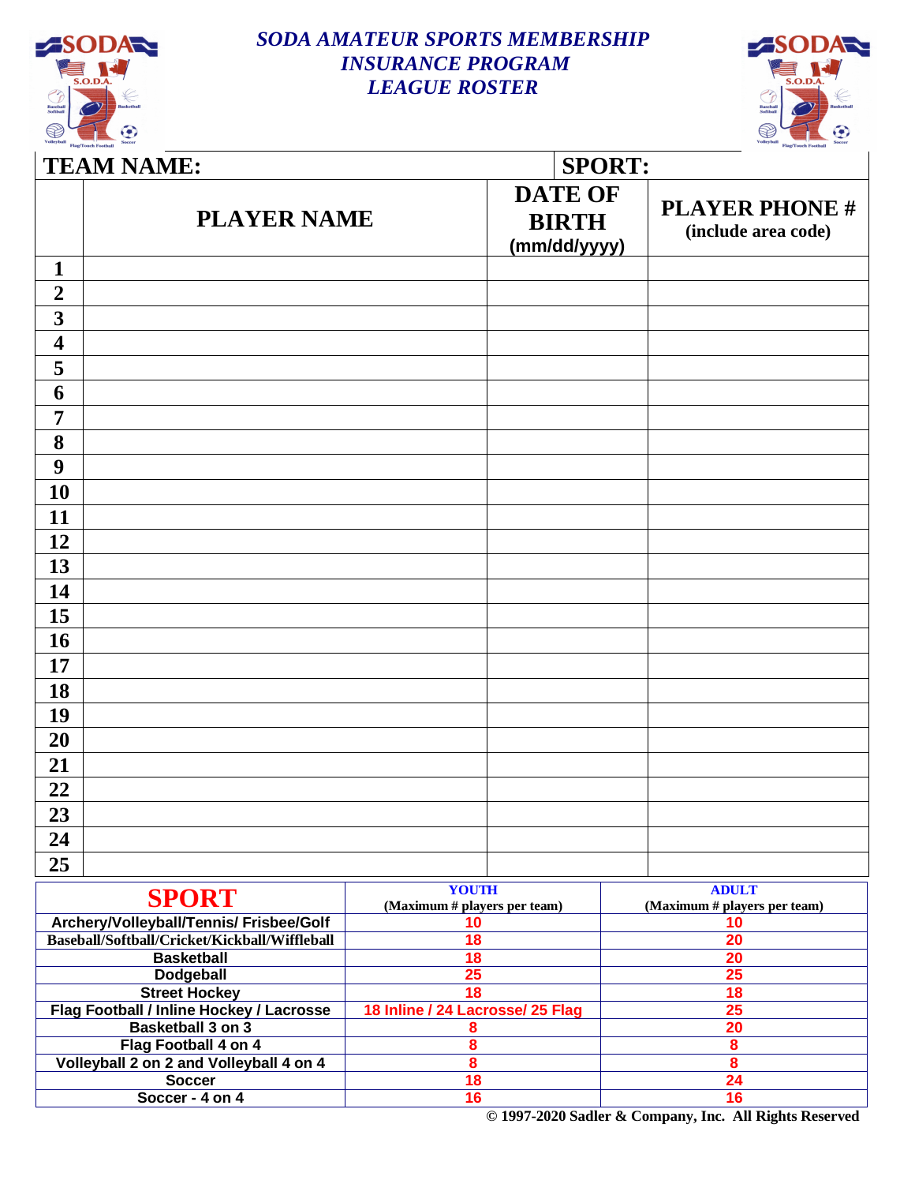# *SODA AMATEUR SPORTS MEMBERSHIP INSURANCE PROGRAM LEAGUE ROSTER*

| TEAM NAME: | | SPORT: | |
|---|---|---|---|
| | **PLAYER NAME** | **DATE OF BIRTH (mm/dd/yyyy)** | **PLAYER PHONE # (include area code)** |
| **1** | | | |
| **2** | | | |
| **3** | | | |
| **4** | | | |
| **5** | | | |
| **6** | | | |
| **7** | | | |
| **8** | | | |
| **9** | | | |
| **10** | | | |
| **11** | | | |
| **12** | | | |
| **13** | | | |
| **14** | | | |
| **15** | | | |
| **16** | | | |
| **17** | | | |
| **18** | | | |
| **19** | | | |
| **20** | | | |
| **21** | | | |
| **22** | | | |
| **23** | | | |
| **24** | | | |
| **25** | | | |

| SPORT | YOUTH (Maximum # players per team) | ADULT (Maximum # players per team) |
|---|---|---|
| Archery/Volleyball/Tennis/ Frisbee/Golf | 10 | 10 |
| Baseball/Softball/Cricket/Kickball/Wiffleball | 18 | 20 |
| Basketball | 18 | 20 |
| Dodgeball | 25 | 25 |
| Street Hockey | 18 | 18 |
| Flag Football / Inline Hockey / Lacrosse | 18 Inline / 24 Lacrosse/ 25 Flag | 25 |
| Basketball 3 on 3 | 8 | 20 |
| Flag Football 4 on 4 | 8 | 8 |
| Volleyball 2 on 2 and Volleyball 4 on 4 | 8 | 8 |
| Soccer | 18 | 24 |
| Soccer - 4 on 4 | 16 | 16 |

© 1997-2020 Sadler & Company, Inc. All Rights Reserved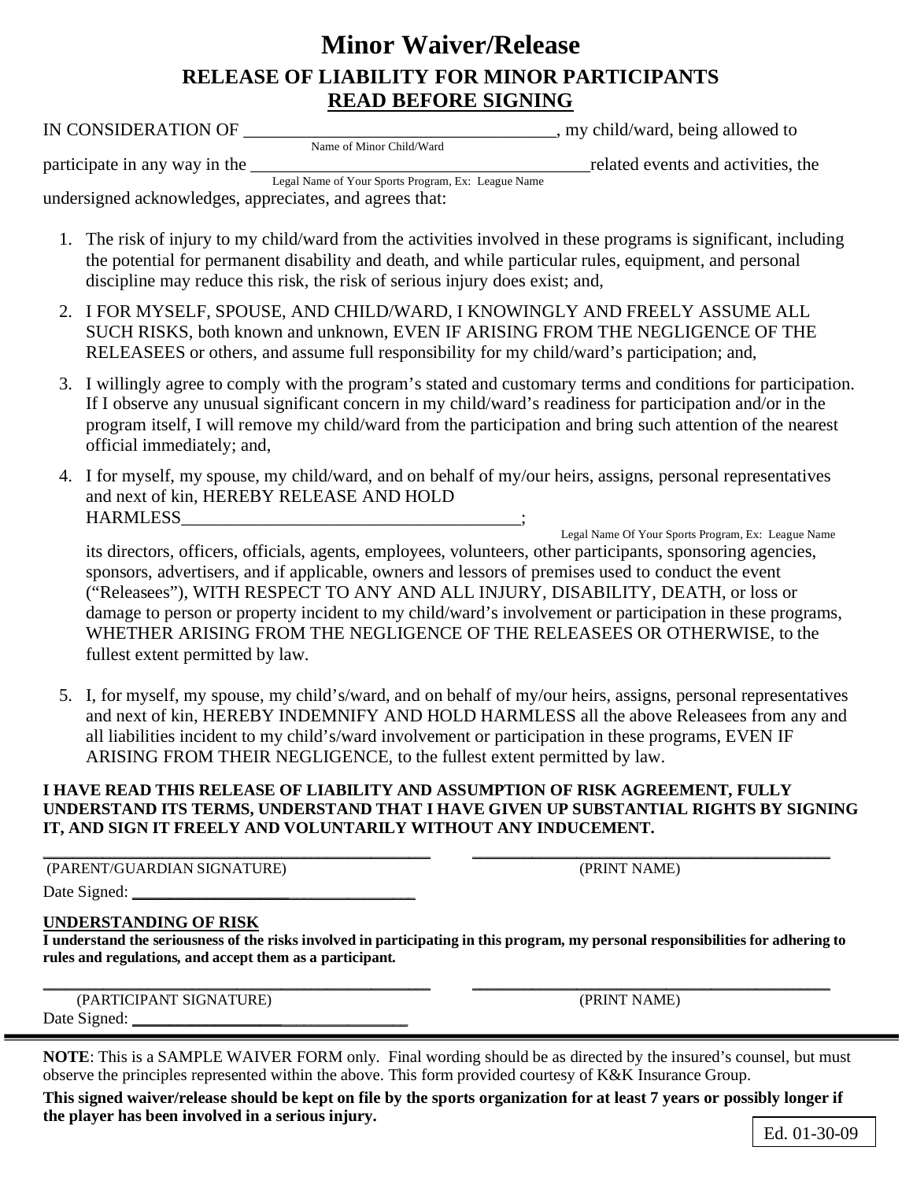# Minor Waiver/Release

## RELEASE OF LIABILITY FOR MINOR PARTICIPANTS

## READ BEFORE SIGNING

IN CONSIDERATION OF ___________________________________, my child/ward, being allowed to
Name of Minor Child/Ward

participate in any way in the _______________________________________related events and activities, the
Legal Name of Your Sports Program, Ex: League Name

undersigned acknowledges, appreciates, and agrees that:

1. The risk of injury to my child/ward from the activities involved in these programs is significant, including the potential for permanent disability and death, and while particular rules, equipment, and personal discipline may reduce this risk, the risk of serious injury does exist; and,
2. I FOR MYSELF, SPOUSE, AND CHILD/WARD, I KNOWINGLY AND FREELY ASSUME ALL SUCH RISKS, both known and unknown, EVEN IF ARISING FROM THE NEGLIGENCE OF THE RELEASEES or others, and assume full responsibility for my child/ward's participation; and,
3. I willingly agree to comply with the program's stated and customary terms and conditions for participation. If I observe any unusual significant concern in my child/ward's readiness for participation and/or in the program itself, I will remove my child/ward from the participation and bring such attention of the nearest official immediately; and,
4. I for myself, my spouse, my child/ward, and on behalf of my/our heirs, assigns, personal representatives and next of kin, HEREBY RELEASE AND HOLD HARMLESS_______________________________________;
Legal Name Of Your Sports Program, Ex: League Name
its directors, officers, officials, agents, employees, volunteers, other participants, sponsoring agencies, sponsors, advertisers, and if applicable, owners and lessors of premises used to conduct the event ("Releasees"), WITH RESPECT TO ANY AND ALL INJURY, DISABILITY, DEATH, or loss or damage to person or property incident to my child/ward's involvement or participation in these programs, WHETHER ARISING FROM THE NEGLIGENCE OF THE RELEASEES OR OTHERWISE, to the fullest extent permitted by law.
5. I, for myself, my spouse, my child's/ward, and on behalf of my/our heirs, assigns, personal representatives and next of kin, HEREBY INDEMNIFY AND HOLD HARMLESS all the above Releasees from any and all liabilities incident to my child's/ward involvement or participation in these programs, EVEN IF ARISING FROM THEIR NEGLIGENCE, to the fullest extent permitted by law.

**I HAVE READ THIS RELEASE OF LIABILITY AND ASSUMPTION OF RISK AGREEMENT, FULLY UNDERSTAND ITS TERMS, UNDERSTAND THAT I HAVE GIVEN UP SUBSTANTIAL RIGHTS BY SIGNING IT, AND SIGN IT FREELY AND VOLUNTARILY WITHOUT ANY INDUCEMENT.**

_______________________________________ _______________________________________
(PARENT/GUARDIAN SIGNATURE) (PRINT NAME)

Date Signed: ______________________________

**UNDERSTANDING OF RISK**

**I understand the seriousness of the risks involved in participating in this program, my personal responsibilities for adhering to rules and regulations, and accept them as a participant.**

_______________________________________ _______________________________________
(PARTICIPANT SIGNATURE) (PRINT NAME)

Date Signed: ______________________________

---

**NOTE**: This is a SAMPLE WAIVER FORM only. Final wording should be as directed by the insured's counsel, but must observe the principles represented within the above. This form provided courtesy of K&K Insurance Group.

**This signed waiver/release should be kept on file by the sports organization for at least 7 years or possibly longer if the player has been involved in a serious injury.**

Ed. 01-30-09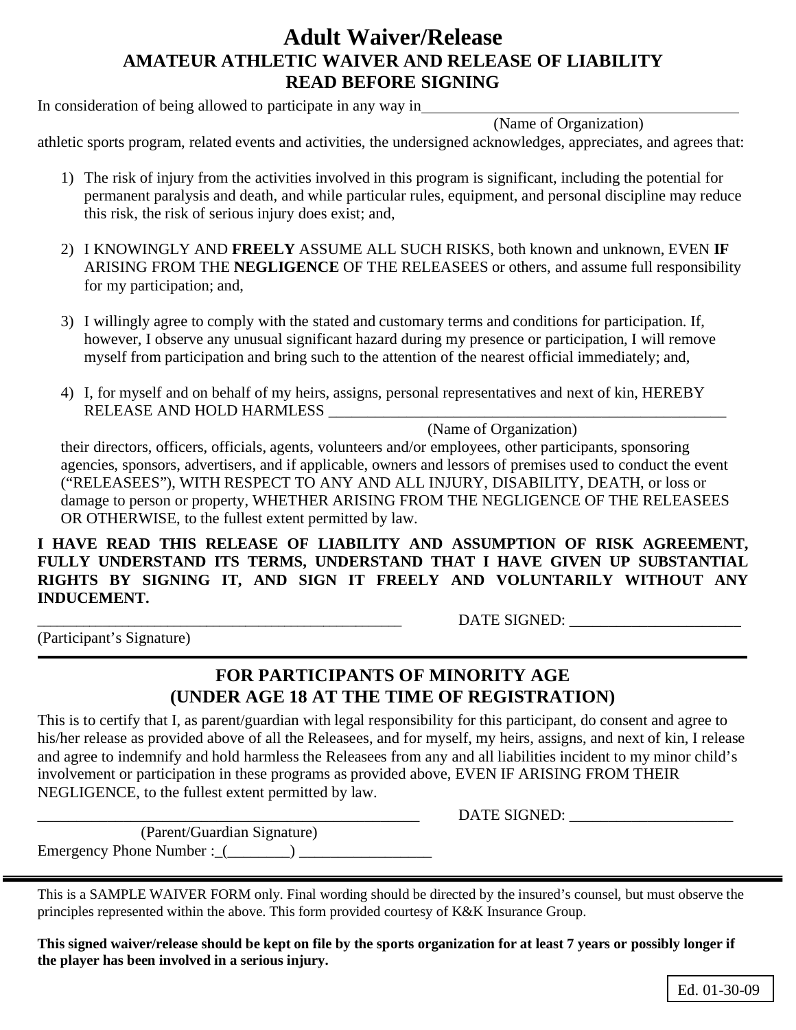# Adult Waiver/Release

## AMATEUR ATHLETIC WAIVER AND RELEASE OF LIABILITY

## READ BEFORE SIGNING

In consideration of being allowed to participate in any way in ________________________________________
(Name of Organization)
athletic sports program, related events and activities, the undersigned acknowledges, appreciates, and agrees that:

1) The risk of injury from the activities involved in this program is significant, including the potential for permanent paralysis and death, and while particular rules, equipment, and personal discipline may reduce this risk, the risk of serious injury does exist; and,

2) I KNOWINGLY AND **FREELY** ASSUME ALL SUCH RISKS, both known and unknown, EVEN **IF** ARISING FROM THE **NEGLIGENCE** OF THE RELEASEES or others, and assume full responsibility for my participation; and,

3) I willingly agree to comply with the stated and customary terms and conditions for participation. If, however, I observe any unusual significant hazard during my presence or participation, I will remove myself from participation and bring such to the attention of the nearest official immediately; and,

4) I, for myself and on behalf of my heirs, assigns, personal representatives and next of kin, HEREBY RELEASE AND HOLD HARMLESS ______________________________________________________
(Name of Organization)
their directors, officers, officials, agents, volunteers and/or employees, other participants, sponsoring agencies, sponsors, advertisers, and if applicable, owners and lessors of premises used to conduct the event ("RELEASEES"), WITH RESPECT TO ANY AND ALL INJURY, DISABILITY, DEATH, or loss or damage to person or property, WHETHER ARISING FROM THE NEGLIGENCE OF THE RELEASEES OR OTHERWISE, to the fullest extent permitted by law.

**I HAVE READ THIS RELEASE OF LIABILITY AND ASSUMPTION OF RISK AGREEMENT, FULLY UNDERSTAND ITS TERMS, UNDERSTAND THAT I HAVE GIVEN UP SUBSTANTIAL RIGHTS BY SIGNING IT, AND SIGN IT FREELY AND VOLUNTARILY WITHOUT ANY INDUCEMENT.**

_________________________________________________ DATE SIGNED: ______________________
(Participant's Signature)

---

## FOR PARTICIPANTS OF MINORITY AGE
## (UNDER AGE 18 AT THE TIME OF REGISTRATION)

This is to certify that I, as parent/guardian with legal responsibility for this participant, do consent and agree to his/her release as provided above of all the Releasees, and for myself, my heirs, assigns, and next of kin, I release and agree to indemnify and hold harmless the Releasees from any and all liabilities incident to my minor child's involvement or participation in these programs as provided above, EVEN IF ARISING FROM THEIR NEGLIGENCE, to the fullest extent permitted by law.

___________________________________________________ DATE SIGNED: _____________________
(Parent/Guardian Signature)
Emergency Phone Number :_(________) _________________

---

This is a SAMPLE WAIVER FORM only. Final wording should be directed by the insured's counsel, but must observe the principles represented within the above. This form provided courtesy of K&K Insurance Group.

**This signed waiver/release should be kept on file by the sports organization for at least 7 years or possibly longer if the player has been involved in a serious injury.**

Ed. 01-30-09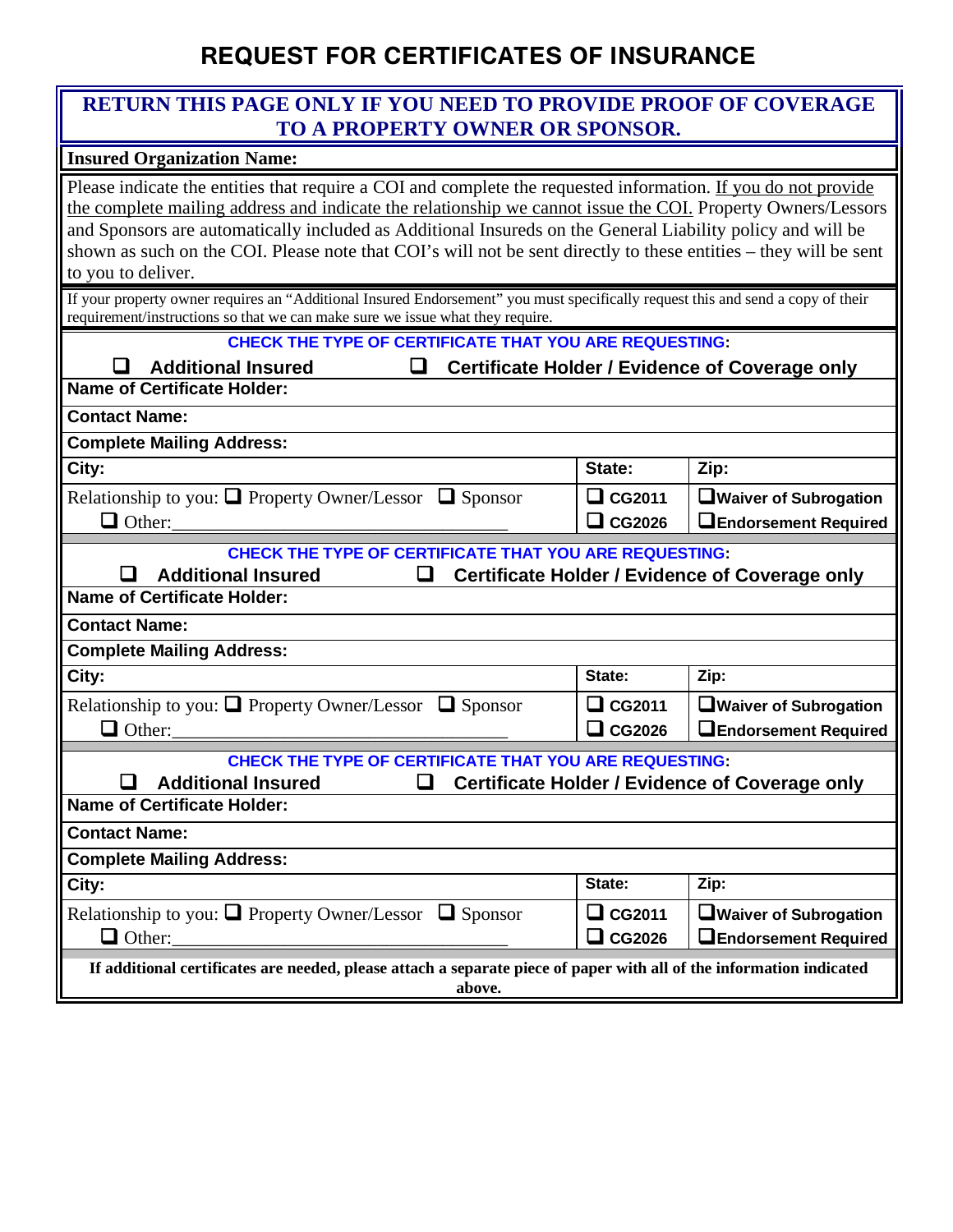# REQUEST FOR CERTIFICATES OF INSURANCE

**RETURN THIS PAGE ONLY IF YOU NEED TO PROVIDE PROOF OF COVERAGE TO A PROPERTY OWNER OR SPONSOR.**

**Insured Organization Name:**

Please indicate the entities that require a COI and complete the requested information. If you do not provide the complete mailing address and indicate the relationship we cannot issue the COI. Property Owners/Lessors and Sponsors are automatically included as Additional Insureds on the General Liability policy and will be shown as such on the COI. Please note that COI's will not be sent directly to these entities – they will be sent to you to deliver.

If your property owner requires an "Additional Insured Endorsement" you must specifically request this and send a copy of their requirement/instructions so that we can make sure we issue what they require.

**CHECK THE TYPE OF CERTIFICATE THAT YOU ARE REQUESTING:**

❑ **Additional Insured** ❑ **Certificate Holder / Evidence of Coverage only**

| **Name of Certificate Holder:** | | |
|---|---|---|
| **Contact Name:** | | |
| **Complete Mailing Address:** | | |
| **City:** | **State:** | **Zip:** |
| Relationship to you: ❑ Property Owner/Lessor ❑ Sponsor ❑ Other:\_\_\_\_\_\_\_\_\_\_ | ❑ **CG2011** ❑ **CG2026** | ❑ **Waiver of Subrogation** ❑ **Endorsement Required** |

**CHECK THE TYPE OF CERTIFICATE THAT YOU ARE REQUESTING:**

❑ **Additional Insured** ❑ **Certificate Holder / Evidence of Coverage only**

| **Name of Certificate Holder:** | | |
|---|---|---|
| **Contact Name:** | | |
| **Complete Mailing Address:** | | |
| **City:** | **State:** | **Zip:** |
| Relationship to you: ❑ Property Owner/Lessor ❑ Sponsor ❑ Other:\_\_\_\_\_\_\_\_\_\_ | ❑ **CG2011** ❑ **CG2026** | ❑ **Waiver of Subrogation** ❑ **Endorsement Required** |

**CHECK THE TYPE OF CERTIFICATE THAT YOU ARE REQUESTING:**

❑ **Additional Insured** ❑ **Certificate Holder / Evidence of Coverage only**

| **Name of Certificate Holder:** | | |
|---|---|---|
| **Contact Name:** | | |
| **Complete Mailing Address:** | | |
| **City:** | **State:** | **Zip:** |
| Relationship to you: ❑ Property Owner/Lessor ❑ Sponsor ❑ Other:\_\_\_\_\_\_\_\_\_\_ | ❑ **CG2011** ❑ **CG2026** | ❑ **Waiver of Subrogation** ❑ **Endorsement Required** |

**If additional certificates are needed, please attach a separate piece of paper with all of the information indicated above.**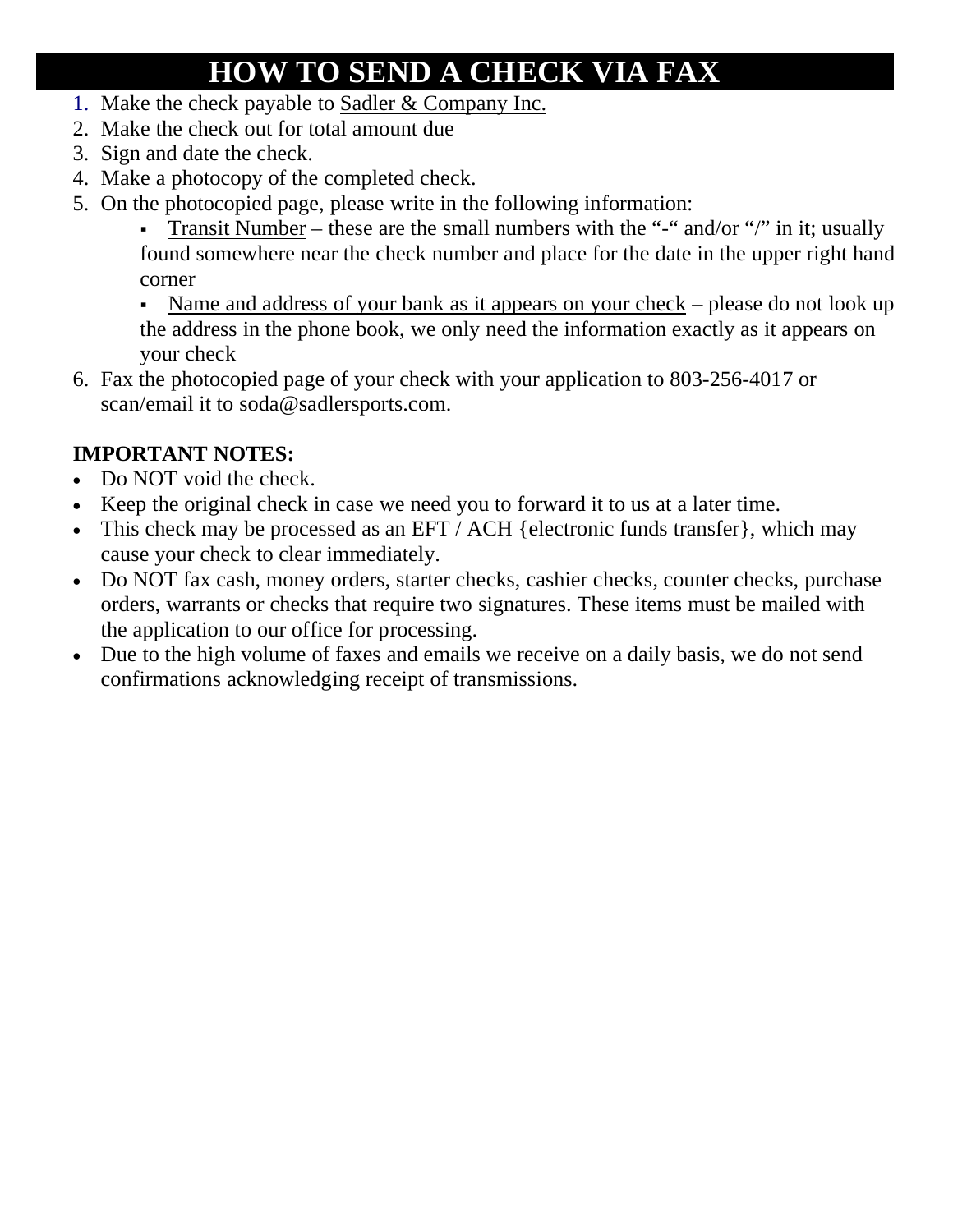# HOW TO SEND A CHECK VIA FAX

1. Make the check payable to Sadler & Company Inc.
2. Make the check out for total amount due
3. Sign and date the check.
4. Make a photocopy of the completed check.
5. On the photocopied page, please write in the following information:
   - Transit Number – these are the small numbers with the "-" and/or "/" in it; usually found somewhere near the check number and place for the date in the upper right hand corner
   - Name and address of your bank as it appears on your check – please do not look up the address in the phone book, we only need the information exactly as it appears on your check
6. Fax the photocopied page of your check with your application to 803-256-4017 or scan/email it to soda@sadlersports.com.

**IMPORTANT NOTES:**

- Do NOT void the check.
- Keep the original check in case we need you to forward it to us at a later time.
- This check may be processed as an EFT / ACH {electronic funds transfer}, which may cause your check to clear immediately.
- Do NOT fax cash, money orders, starter checks, cashier checks, counter checks, purchase orders, warrants or checks that require two signatures. These items must be mailed with the application to our office for processing.
- Due to the high volume of faxes and emails we receive on a daily basis, we do not send confirmations acknowledging receipt of transmissions.